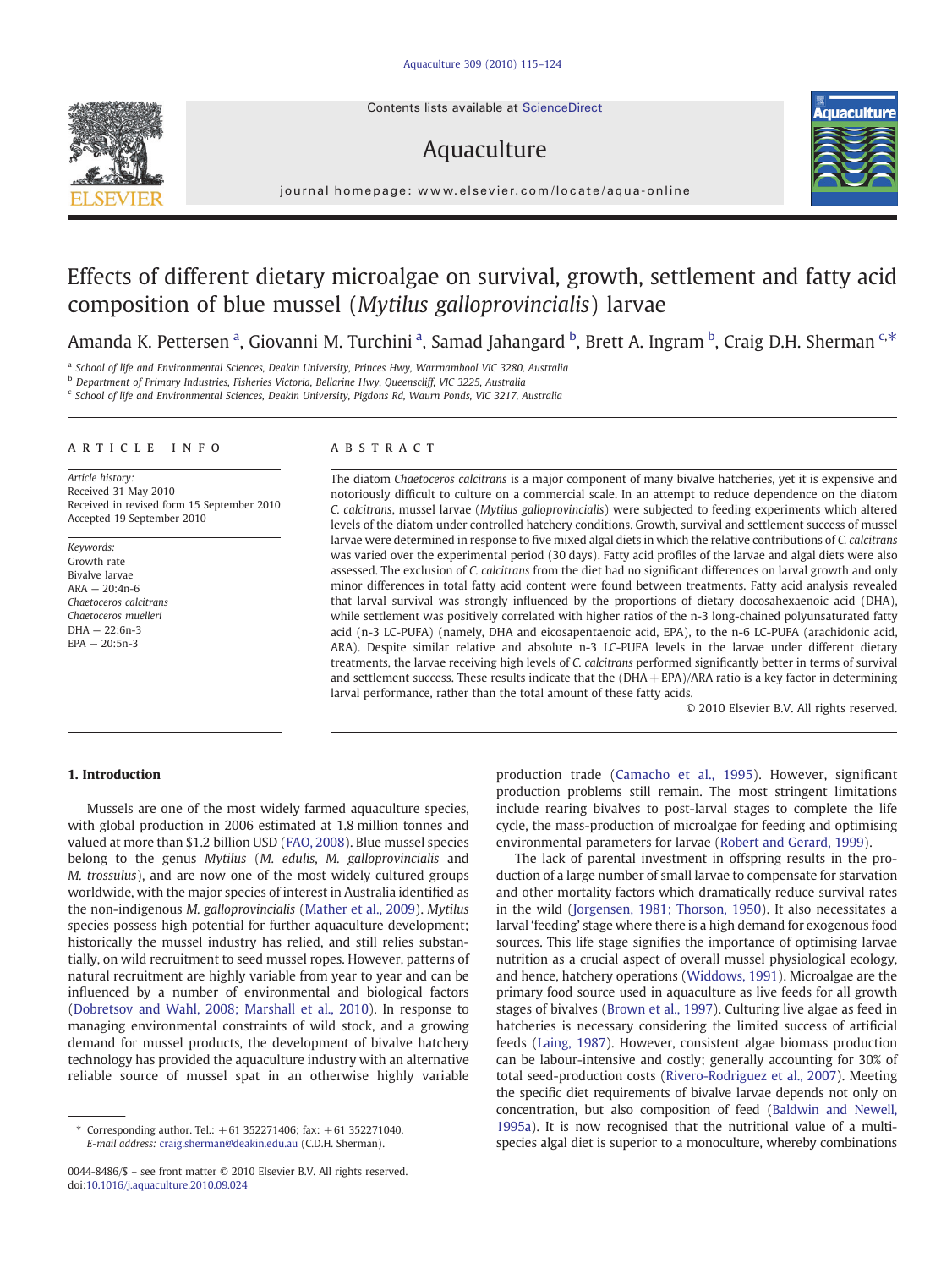Contents lists available at ScienceDirect

# Aquaculture

journal homepage: www.elsevier.com/locate/aqua-online

# Effects of different dietary microalgae on survival, growth, settlement and fatty acid composition of blue mussel (*Mytilus galloprovincialis*) larvae

Amanda K. Pettersen [a], Giovanni M. Turchini [a], Samad Jahangard [b], Brett A. Ingram [b], Craig D.H. Sherman [c,*]

[a] School of life and Environmental Sciences, Deakin University, Princes Hwy, Warrnambool VIC 3280, Australia
[b] Department of Primary Industries, Fisheries Victoria, Bellarine Hwy, Queenscliff, VIC 3225, Australia
[c] School of life and Environmental Sciences, Deakin University, Pigdons Rd, Waurn Ponds, VIC 3217, Australia

## ARTICLE INFO

*Article history:*
Received 31 May 2010
Received in revised form 15 September 2010
Accepted 19 September 2010

*Keywords:*
Growth rate
Bivalve larvae
ARA — 20:4n-6
*Chaetoceros calcitrans*
*Chaetoceros muelleri*
DHA — 22:6n-3
EPA — 20:5n-3

## ABSTRACT

The diatom *Chaetoceros calcitrans* is a major component of many bivalve hatcheries, yet it is expensive and notoriously difficult to culture on a commercial scale. In an attempt to reduce dependence on the diatom *C. calcitrans*, mussel larvae (*Mytilus galloprovincialis*) were subjected to feeding experiments which altered levels of the diatom under controlled hatchery conditions. Growth, survival and settlement success of mussel larvae were determined in response to five mixed algal diets in which the relative contributions of *C. calcitrans* was varied over the experimental period (30 days). Fatty acid profiles of the larvae and algal diets were also assessed. The exclusion of *C. calcitrans* from the diet had no significant differences on larval growth and only minor differences in total fatty acid content were found between treatments. Fatty acid analysis revealed that larval survival was strongly influenced by the proportions of dietary docosahexaenoic acid (DHA), while settlement was positively correlated with higher ratios of the n-3 long-chained polyunsaturated fatty acid (n-3 LC-PUFA) (namely, DHA and eicosapentaenoic acid, EPA), to the n-6 LC-PUFA (arachidonic acid, ARA). Despite similar relative and absolute n-3 LC-PUFA levels in the larvae under different dietary treatments, the larvae receiving high levels of *C. calcitrans* performed significantly better in terms of survival and settlement success. These results indicate that the (DHA + EPA)/ARA ratio is a key factor in determining larval performance, rather than the total amount of these fatty acids.

© 2010 Elsevier B.V. All rights reserved.

## 1. Introduction

Mussels are one of the most widely farmed aquaculture species, with global production in 2006 estimated at 1.8 million tonnes and valued at more than $1.2 billion USD (FAO, 2008). Blue mussel species belong to the genus *Mytilus* (*M. edulis*, *M. galloprovincialis* and *M. trossulus*), and are now one of the most widely cultured groups worldwide, with the major species of interest in Australia identified as the non-indigenous *M. galloprovincialis* (Mather et al., 2009). *Mytilus* species possess high potential for further aquaculture development; historically the mussel industry has relied, and still relies substantially, on wild recruitment to seed mussel ropes. However, patterns of natural recruitment are highly variable from year to year and can be influenced by a number of environmental and biological factors (Dobretsov and Wahl, 2008; Marshall et al., 2010). In response to managing environmental constraints of wild stock, and a growing demand for mussel products, the development of bivalve hatchery technology has provided the aquaculture industry with an alternative reliable source of mussel spat in an otherwise highly variable production trade (Camacho et al., 1995). However, significant production problems still remain. The most stringent limitations include rearing bivalves to post-larval stages to complete the life cycle, the mass-production of microalgae for feeding and optimising environmental parameters for larvae (Robert and Gerard, 1999).

The lack of parental investment in offspring results in the production of a large number of small larvae to compensate for starvation and other mortality factors which dramatically reduce survival rates in the wild (Jorgensen, 1981; Thorson, 1950). It also necessitates a larval 'feeding' stage where there is a high demand for exogenous food sources. This life stage signifies the importance of optimising larvae nutrition as a crucial aspect of overall mussel physiological ecology, and hence, hatchery operations (Widdows, 1991). Microalgae are the primary food source used in aquaculture as live feeds for all growth stages of bivalves (Brown et al., 1997). Culturing live algae as feed in hatcheries is necessary considering the limited success of artificial feeds (Laing, 1987). However, consistent algae biomass production can be labour-intensive and costly; generally accounting for 30% of total seed-production costs (Rivero-Rodriguez et al., 2007). Meeting the specific diet requirements of bivalve larvae depends not only on concentration, but also composition of feed (Baldwin and Newell, 1995a). It is now recognised that the nutritional value of a multi-species algal diet is superior to a monoculture, whereby combinations

\* Corresponding author. Tel.: +61 352271406; fax: +61 352271040.
*E-mail address:* craig.sherman@deakin.edu.au (C.D.H. Sherman).

0044-8486/$ – see front matter © 2010 Elsevier B.V. All rights reserved.
doi:10.1016/j.aquaculture.2010.09.024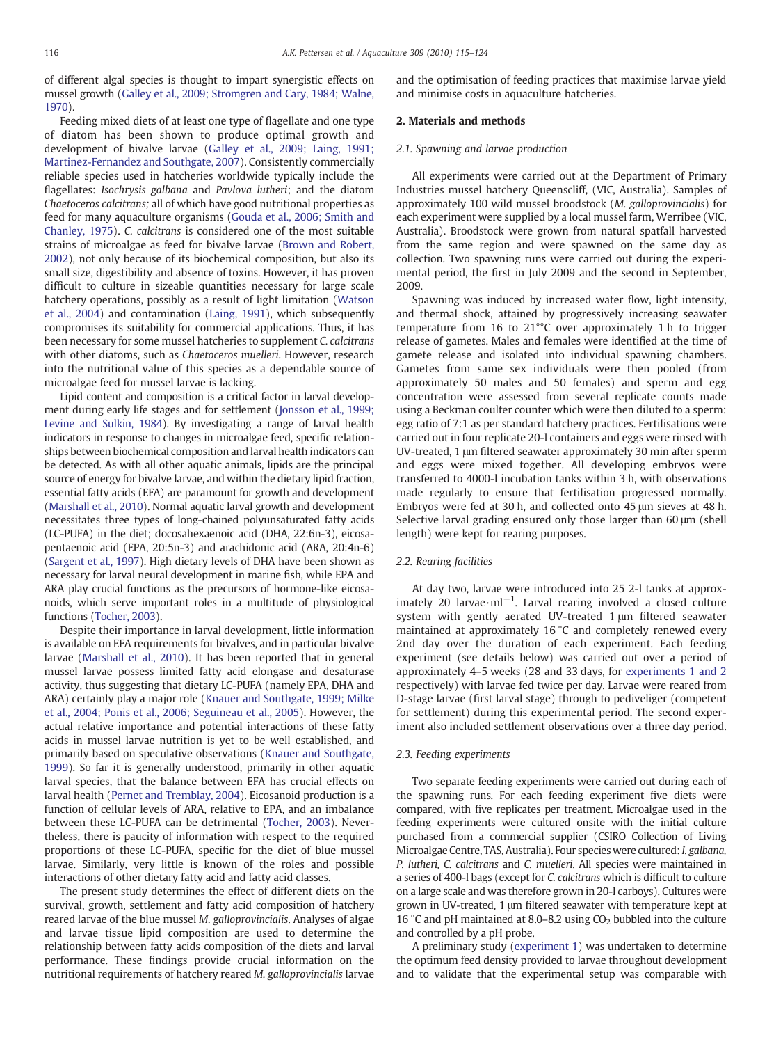of different algal species is thought to impart synergistic effects on mussel growth (Galley et al., 2009; Stromgren and Cary, 1984; Walne, 1970).

Feeding mixed diets of at least one type of flagellate and one type of diatom has been shown to produce optimal growth and development of bivalve larvae (Galley et al., 2009; Laing, 1991; Martinez-Fernandez and Southgate, 2007). Consistently commercially reliable species used in hatcheries worldwide typically include the flagellates: *Isochrysis galbana* and *Pavlova lutheri*; and the diatom *Chaetoceros calcitrans;* all of which have good nutritional properties as feed for many aquaculture organisms (Gouda et al., 2006; Smith and Chanley, 1975). *C. calcitrans* is considered one of the most suitable strains of microalgae as feed for bivalve larvae (Brown and Robert, 2002), not only because of its biochemical composition, but also its small size, digestibility and absence of toxins. However, it has proven difficult to culture in sizeable quantities necessary for large scale hatchery operations, possibly as a result of light limitation (Watson et al., 2004) and contamination (Laing, 1991), which subsequently compromises its suitability for commercial applications. Thus, it has been necessary for some mussel hatcheries to supplement *C. calcitrans* with other diatoms, such as *Chaetoceros muelleri*. However, research into the nutritional value of this species as a dependable source of microalgae feed for mussel larvae is lacking.

Lipid content and composition is a critical factor in larval development during early life stages and for settlement (Jonsson et al., 1999; Levine and Sulkin, 1984). By investigating a range of larval health indicators in response to changes in microalgae feed, specific relationships between biochemical composition and larval health indicators can be detected. As with all other aquatic animals, lipids are the principal source of energy for bivalve larvae, and within the dietary lipid fraction, essential fatty acids (EFA) are paramount for growth and development (Marshall et al., 2010). Normal aquatic larval growth and development necessitates three types of long-chained polyunsaturated fatty acids (LC-PUFA) in the diet; docosahexaenoic acid (DHA, 22:6n-3), eicosapentaenoic acid (EPA, 20:5n-3) and arachidonic acid (ARA, 20:4n-6) (Sargent et al., 1997). High dietary levels of DHA have been shown as necessary for larval neural development in marine fish, while EPA and ARA play crucial functions as the precursors of hormone-like eicosanoids, which serve important roles in a multitude of physiological functions (Tocher, 2003).

Despite their importance in larval development, little information is available on EFA requirements for bivalves, and in particular bivalve larvae (Marshall et al., 2010). It has been reported that in general mussel larvae possess limited fatty acid elongase and desaturase activity, thus suggesting that dietary LC-PUFA (namely EPA, DHA and ARA) certainly play a major role (Knauer and Southgate, 1999; Milke et al., 2004; Ponis et al., 2006; Seguineau et al., 2005). However, the actual relative importance and potential interactions of these fatty acids in mussel larvae nutrition is yet to be well established, and primarily based on speculative observations (Knauer and Southgate, 1999). So far it is generally understood, primarily in other aquatic larval species, that the balance between EFA has crucial effects on larval health (Pernet and Tremblay, 2004). Eicosanoid production is a function of cellular levels of ARA, relative to EPA, and an imbalance between these LC-PUFA can be detrimental (Tocher, 2003). Nevertheless, there is paucity of information with respect to the required proportions of these LC-PUFA, specific for the diet of blue mussel larvae. Similarly, very little is known of the roles and possible interactions of other dietary fatty acid and fatty acid classes.

The present study determines the effect of different diets on the survival, growth, settlement and fatty acid composition of hatchery reared larvae of the blue mussel *M. galloprovincialis*. Analyses of algae and larvae tissue lipid composition are used to determine the relationship between fatty acids composition of the diets and larval performance. These findings provide crucial information on the nutritional requirements of hatchery reared *M. galloprovincialis* larvae and the optimisation of feeding practices that maximise larvae yield and minimise costs in aquaculture hatcheries.

## 2. Materials and methods

### 2.1. Spawning and larvae production

All experiments were carried out at the Department of Primary Industries mussel hatchery Queenscliff, (VIC, Australia). Samples of approximately 100 wild mussel broodstock (*M. galloprovincialis*) for each experiment were supplied by a local mussel farm, Werribee (VIC, Australia). Broodstock were grown from natural spatfall harvested from the same region and were spawned on the same day as collection. Two spawning runs were carried out during the experimental period, the first in July 2009 and the second in September, 2009.

Spawning was induced by increased water flow, light intensity, and thermal shock, attained by progressively increasing seawater temperature from 16 to 21°°C over approximately 1 h to trigger release of gametes. Males and females were identified at the time of gamete release and isolated into individual spawning chambers. Gametes from same sex individuals were then pooled (from approximately 50 males and 50 females) and sperm and egg concentration were assessed from several replicate counts made using a Beckman coulter counter which were then diluted to a sperm: egg ratio of 7:1 as per standard hatchery practices. Fertilisations were carried out in four replicate 20-l containers and eggs were rinsed with UV-treated, 1 µm filtered seawater approximately 30 min after sperm and eggs were mixed together. All developing embryos were transferred to 4000-l incubation tanks within 3 h, with observations made regularly to ensure that fertilisation progressed normally. Embryos were fed at 30 h, and collected onto 45 µm sieves at 48 h. Selective larval grading ensured only those larger than 60 µm (shell length) were kept for rearing purposes.

### 2.2. Rearing facilities

At day two, larvae were introduced into 25 2-l tanks at approximately 20 larvae·ml$^{-1}$. Larval rearing involved a closed culture system with gently aerated UV-treated 1 µm filtered seawater maintained at approximately 16 °C and completely renewed every 2nd day over the duration of each experiment. Each feeding experiment (see details below) was carried out over a period of approximately 4–5 weeks (28 and 33 days, for experiments 1 and 2 respectively) with larvae fed twice per day. Larvae were reared from D-stage larvae (first larval stage) through to pediveliger (competent for settlement) during this experimental period. The second experiment also included settlement observations over a three day period.

### 2.3. Feeding experiments

Two separate feeding experiments were carried out during each of the spawning runs. For each feeding experiment five diets were compared, with five replicates per treatment. Microalgae used in the feeding experiments were cultured onsite with the initial culture purchased from a commercial supplier (CSIRO Collection of Living Microalgae Centre, TAS, Australia). Four species were cultured: *I. galbana, P. lutheri, C. calcitrans* and *C. muelleri*. All species were maintained in a series of 400-l bags (except for *C. calcitrans* which is difficult to culture on a large scale and was therefore grown in 20-l carboys). Cultures were grown in UV-treated, 1 µm filtered seawater with temperature kept at 16 °C and pH maintained at 8.0–8.2 using $CO_2$ bubbled into the culture and controlled by a pH probe.

A preliminary study (experiment 1) was undertaken to determine the optimum feed density provided to larvae throughout development and to validate that the experimental setup was comparable with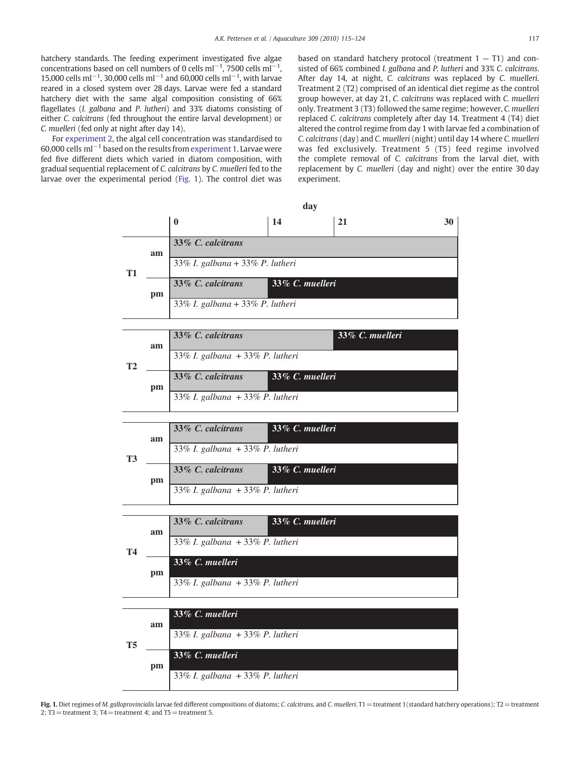hatchery standards. The feeding experiment investigated five algae concentrations based on cell numbers of 0 cells ml$^{-1}$, 7500 cells ml$^{-1}$, 15,000 cells ml$^{-1}$, 30,000 cells ml$^{-1}$ and 60,000 cells ml$^{-1}$, with larvae reared in a closed system over 28 days. Larvae were fed a standard hatchery diet with the same algal composition consisting of 66% flagellates (*I. galbana* and *P. lutheri*) and 33% diatoms consisting of either *C. calcitrans* (fed throughout the entire larval development) or *C. muelleri* (fed only at night after day 14).

For experiment 2, the algal cell concentration was standardised to 60,000 cells ml$^{-1}$ based on the results from experiment 1. Larvae were fed five different diets which varied in diatom composition, with gradual sequential replacement of *C. calcitrans* by *C. muelleri* fed to the larvae over the experimental period (Fig. 1). The control diet was based on standard hatchery protocol (treatment 1 — T1) and consisted of 66% combined *I. galbana* and *P. lutheri* and 33% *C. calcitrans*. After day 14, at night, *C. calcitrans* was replaced by *C. muelleri*. Treatment 2 (T2) comprised of an identical diet regime as the control group however, at day 21, *C. calcitrans* was replaced with *C. muelleri* only. Treatment 3 (T3) followed the same regime; however, *C. muelleri* replaced *C. calcitrans* completely after day 14. Treatment 4 (T4) diet altered the control regime from day 1 with larvae fed a combination of *C. calcitrans* (day) and *C. muelleri* (night) until day 14 where *C. muelleri* was fed exclusively. Treatment 5 (T5) feed regime involved the complete removal of *C. calcitrans* from the larval diet, with replacement by *C. muelleri* (day and night) over the entire 30 day experiment.

day

0 14 21 30

T1
am: 33% *C. calcitrans*; 33% *I. galbana* + 33% *P. lutheri*
pm: 33% *C. calcitrans* | 33% *C. muelleri*; 33% *I. galbana* + 33% *P. lutheri*

T2
am: 33% *C. calcitrans* | 33% *C. muelleri*; 33% *I. galbana* + 33% *P. lutheri*
pm: 33% *C. calcitrans* | 33% *C. muelleri*; 33% *I. galbana* + 33% *P. lutheri*

T3
am: 33% *C. calcitrans* | 33% *C. muelleri*; 33% *I. galbana* + 33% *P. lutheri*
pm: 33% *C. calcitrans* | 33% *C. muelleri*; 33% *I. galbana* + 33% *P. lutheri*

T4
am: 33% *C. calcitrans* | 33% *C. muelleri*; 33% *I. galbana* + 33% *P. lutheri*
pm: 33% *C. muelleri*; 33% *I. galbana* + 33% *P. lutheri*

T5
am: 33% *C. muelleri*; 33% *I. galbana* + 33% *P. lutheri*
pm: 33% *C. muelleri*; 33% *I. galbana* + 33% *P. lutheri*

**Fig. 1.** Diet regimes of *M. galloprovincialis* larvae fed different compositions of diatoms; *C. calcitrans*, and *C. muelleri*. T1 = treatment 1 (standard hatchery operations); T2 = treatment 2; T3 = treatment 3; T4 = treatment 4; and T5 = treatment 5.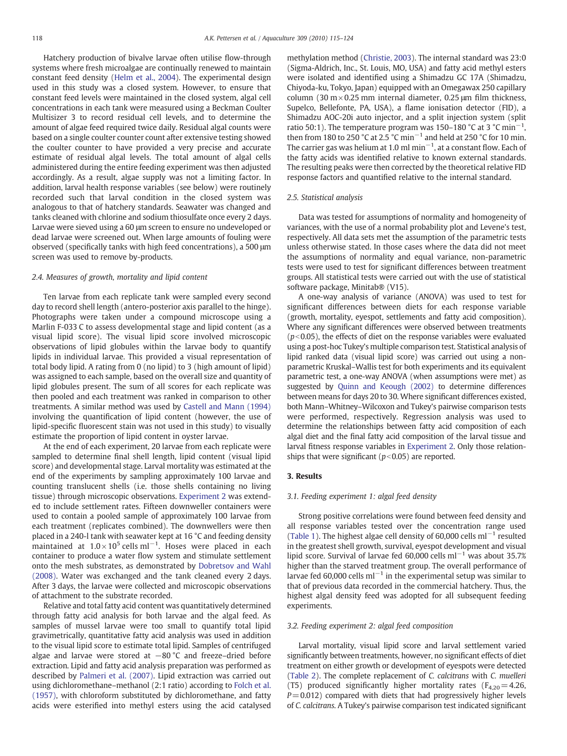Hatchery production of bivalve larvae often utilise flow-through systems where fresh microalgae are continually renewed to maintain constant feed density (Helm et al., 2004). The experimental design used in this study was a closed system. However, to ensure that constant feed levels were maintained in the closed system, algal cell concentrations in each tank were measured using a Beckman Coulter Multisizer 3 to record residual cell levels, and to determine the amount of algae feed required twice daily. Residual algal counts were based on a single coulter counter count after extensive testing showed the coulter counter to have provided a very precise and accurate estimate of residual algal levels. The total amount of algal cells administered during the entire feeding experiment was then adjusted accordingly. As a result, algae supply was not a limiting factor. In addition, larval health response variables (see below) were routinely recorded such that larval condition in the closed system was analogous to that of hatchery standards. Seawater was changed and tanks cleaned with chlorine and sodium thiosulfate once every 2 days. Larvae were sieved using a 60 μm screen to ensure no undeveloped or dead larvae were screened out. When large amounts of fouling were observed (specifically tanks with high feed concentrations), a 500 μm screen was used to remove by-products.

### 2.4. Measures of growth, mortality and lipid content

Ten larvae from each replicate tank were sampled every second day to record shell length (antero-posterior axis parallel to the hinge). Photographs were taken under a compound microscope using a Marlin F-033 C to assess developmental stage and lipid content (as a visual lipid score). The visual lipid score involved microscopic observations of lipid globules within the larvae body to quantify lipids in individual larvae. This provided a visual representation of total body lipid. A rating from 0 (no lipid) to 3 (high amount of lipid) was assigned to each sample, based on the overall size and quantity of lipid globules present. The sum of all scores for each replicate was then pooled and each treatment was ranked in comparison to other treatments. A similar method was used by Castell and Mann (1994) involving the quantification of lipid content (however, the use of lipid-specific fluorescent stain was not used in this study) to visually estimate the proportion of lipid content in oyster larvae.

At the end of each experiment, 20 larvae from each replicate were sampled to determine final shell length, lipid content (visual lipid score) and developmental stage. Larval mortality was estimated at the end of the experiments by sampling approximately 100 larvae and counting translucent shells (i.e. those shells containing no living tissue) through microscopic observations. Experiment 2 was extended to include settlement rates. Fifteen downweller containers were used to contain a pooled sample of approximately 100 larvae from each treatment (replicates combined). The downwellers were then placed in a 240-l tank with seawater kept at 16 °C and feeding density maintained at $1.0 \times 10^5$ cells ml$^{-1}$. Hoses were placed in each container to produce a water flow system and stimulate settlement onto the mesh substrates, as demonstrated by Dobretsov and Wahl (2008). Water was exchanged and the tank cleaned every 2 days. After 3 days, the larvae were collected and microscopic observations of attachment to the substrate recorded.

Relative and total fatty acid content was quantitatively determined through fatty acid analysis for both larvae and the algal feed. As samples of mussel larvae were too small to quantify total lipid gravimetrically, quantitative fatty acid analysis was used in addition to the visual lipid score to estimate total lipid. Samples of centrifuged algae and larvae were stored at −80 °C and freeze–dried before extraction. Lipid and fatty acid analysis preparation was performed as described by Palmeri et al. (2007). Lipid extraction was carried out using dichloromethane–methanol (2:1 ratio) according to Folch et al. (1957), with chloroform substituted by dichloromethane, and fatty acids were esterified into methyl esters using the acid catalysed methylation method (Christie, 2003). The internal standard was 23:0 (Sigma-Aldrich, Inc., St. Louis, MO, USA) and fatty acid methyl esters were isolated and identified using a Shimadzu GC 17A (Shimadzu, Chiyoda-ku, Tokyo, Japan) equipped with an Omegawax 250 capillary column (30 m × 0.25 mm internal diameter, 0.25 μm film thickness, Supelco, Bellefonte, PA, USA), a flame ionisation detector (FID), a Shimadzu AOC-20i auto injector, and a split injection system (split ratio 50:1). The temperature program was 150–180 °C at 3 °C min$^{-1}$, then from 180 to 250 °C at 2.5 °C min$^{-1}$ and held at 250 °C for 10 min. The carrier gas was helium at 1.0 ml min$^{-1}$, at a constant flow. Each of the fatty acids was identified relative to known external standards. The resulting peaks were then corrected by the theoretical relative FID response factors and quantified relative to the internal standard.

### 2.5. Statistical analysis

Data was tested for assumptions of normality and homogeneity of variances, with the use of a normal probability plot and Levene's test, respectively. All data sets met the assumption of the parametric tests unless otherwise stated. In those cases where the data did not meet the assumptions of normality and equal variance, non-parametric tests were used to test for significant differences between treatment groups. All statistical tests were carried out with the use of statistical software package, Minitab® (V15).

A one-way analysis of variance (ANOVA) was used to test for significant differences between diets for each response variable (growth, mortality, eyespot, settlements and fatty acid composition). Where any significant differences were observed between treatments ($p < 0.05$), the effects of diet on the response variables were evaluated using a post-hoc Tukey's multiple comparison test. Statistical analysis of lipid ranked data (visual lipid score) was carried out using a non-parametric Kruskal–Wallis test for both experiments and its equivalent parametric test, a one-way ANOVA (when assumptions were met) as suggested by Quinn and Keough (2002) to determine differences between means for days 20 to 30. Where significant differences existed, both Mann–Whitney–Wilcoxon and Tukey's pairwise comparison tests were performed, respectively. Regression analysis was used to determine the relationships between fatty acid composition of each algal diet and the final fatty acid composition of the larval tissue and larval fitness response variables in Experiment 2. Only those relationships that were significant ($p < 0.05$) are reported.

## 3. Results

### 3.1. Feeding experiment 1: algal feed density

Strong positive correlations were found between feed density and all response variables tested over the concentration range used (Table 1). The highest algae cell density of 60,000 cells ml$^{-1}$ resulted in the greatest shell growth, survival, eyespot development and visual lipid score. Survival of larvae fed 60,000 cells ml$^{-1}$ was about 35.7% higher than the starved treatment group. The overall performance of larvae fed 60,000 cells ml$^{-1}$ in the experimental setup was similar to that of previous data recorded in the commercial hatchery. Thus, the highest algal density feed was adopted for all subsequent feeding experiments.

### 3.2. Feeding experiment 2: algal feed composition

Larval mortality, visual lipid score and larval settlement varied significantly between treatments, however, no significant effects of diet treatment on either growth or development of eyespots were detected (Table 2). The complete replacement of *C. calcitrans* with *C. muelleri* (T5) produced significantly higher mortality rates ($F_{4,20} = 4.26$, $P = 0.012$) compared with diets that had progressively higher levels of *C. calcitrans*. A Tukey's pairwise comparison test indicated significant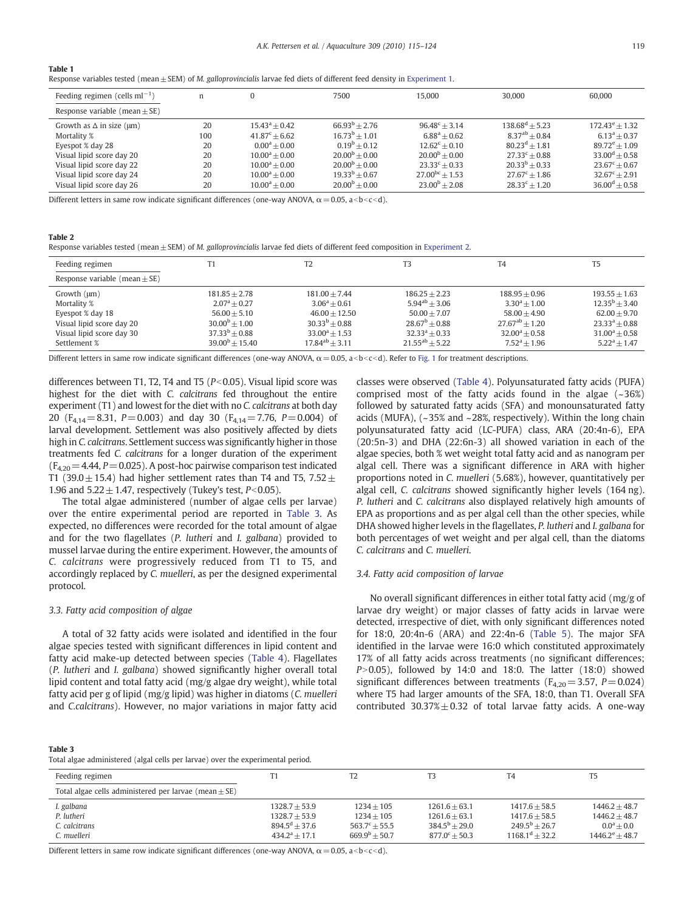**Table 1**
Response variables tested (mean ± SEM) of *M. galloprovincialis* larvae fed diets of different feed density in Experiment 1.

| Feeding regimen (cells ml$^{-1}$) | n | 0 | 7500 | 15,000 | 30,000 | 60,000 |
|---|---|---|---|---|---|---|
| Response variable (mean ± SE) | | | | | | |
| Growth as Δ in size (µm) | 20 | $15.43^{a} \pm 0.42$ | $66.93^{b} \pm 2.76$ | $96.48^{c} \pm 3.14$ | $138.68^{d} \pm 5.23$ | $172.43^{e} \pm 1.32$ |
| Mortality % | 100 | $41.87^{c} \pm 6.62$ | $16.73^{b} \pm 1.01$ | $6.88^{a} \pm 0.62$ | $8.37^{ab} \pm 0.84$ | $6.13^{a} \pm 0.37$ |
| Eyespot % day 28 | 20 | $0.00^{a} \pm 0.00$ | $0.19^{b} \pm 0.12$ | $12.62^{c} \pm 0.10$ | $80.23^{d} \pm 1.81$ | $89.72^{e} \pm 1.09$ |
| Visual lipid score day 20 | 20 | $10.00^{a} \pm 0.00$ | $20.00^{b} \pm 0.00$ | $20.00^{b} \pm 0.00$ | $27.33^{c} \pm 0.88$ | $33.00^{d} \pm 0.58$ |
| Visual lipid score day 22 | 20 | $10.00^{a} \pm 0.00$ | $20.00^{b} \pm 0.00$ | $23.33^{c} \pm 0.33$ | $20.33^{b} \pm 0.33$ | $23.67^{c} \pm 0.67$ |
| Visual lipid score day 24 | 20 | $10.00^{a} \pm 0.00$ | $19.33^{b} \pm 0.67$ | $27.00^{bc} \pm 1.53$ | $27.67^{c} \pm 1.86$ | $32.67^{c} \pm 2.91$ |
| Visual lipid score day 26 | 20 | $10.00^{a} \pm 0.00$ | $20.00^{b} \pm 0.00$ | $23.00^{b} \pm 2.08$ | $28.33^{c} \pm 1.20$ | $36.00^{d} \pm 0.58$ |

Different letters in same row indicate significant differences (one-way ANOVA, α = 0.05, a<b<c<d).

**Table 2**
Response variables tested (mean ± SEM) of *M. galloprovincialis* larvae fed diets of different feed composition in Experiment 2.

| Feeding regimen | T1 | T2 | T3 | T4 | T5 |
|---|---|---|---|---|---|
| Response variable (mean ± SE) | | | | | |
| Growth (µm) | 181.85 ± 2.78 | 181.00 ± 7.44 | 186.25 ± 2.23 | 188.95 ± 0.96 | 193.55 ± 1.63 |
| Mortality % | $2.07^{a} \pm 0.27$ | $3.06^{a} \pm 0.61$ | $5.94^{ab} \pm 3.06$ | $3.30^{a} \pm 1.00$ | $12.35^{b} \pm 3.40$ |
| Eyespot % day 18 | 56.00 ± 5.10 | 46.00 ± 12.50 | 50.00 ± 7.07 | 58.00 ± 4.90 | 62.00 ± 9.70 |
| Visual lipid score day 20 | $30.00^{b} \pm 1.00$ | $30.33^{b} \pm 0.88$ | $28.67^{b} \pm 0.88$ | $27.67^{ab} \pm 1.20$ | $23.33^{a} \pm 0.88$ |
| Visual lipid score day 30 | $37.33^{b} \pm 0.88$ | $33.00^{a} \pm 1.53$ | $32.33^{a} \pm 0.33$ | $32.00^{a} \pm 0.58$ | $31.00^{a} \pm 0.58$ |
| Settlement % | $39.00^{b} \pm 15.40$ | $17.84^{ab} \pm 3.11$ | $21.55^{ab} \pm 5.22$ | $7.52^{a} \pm 1.96$ | $5.22^{a} \pm 1.47$ |

Different letters in same row indicate significant differences (one-way ANOVA, α = 0.05, a<b<c<d). Refer to Fig. 1 for treatment descriptions.

differences between T1, T2, T4 and T5 ($P<0.05$). Visual lipid score was highest for the diet with *C. calcitrans* fed throughout the entire experiment (T1) and lowest for the diet with no *C. calcitrans* at both day 20 ($F_{4,14} = 8.31$, $P = 0.003$) and day 30 ($F_{4,14} = 7.76$, $P = 0.004$) of larval development. Settlement was also positively affected by diets high in *C. calcitrans*. Settlement success was significantly higher in those treatments fed *C. calcitrans* for a longer duration of the experiment ($F_{4,20} = 4.44$, $P = 0.025$). A post-hoc pairwise comparison test indicated T1 (39.0 ± 15.4) had higher settlement rates than T4 and T5, 7.52 ± 1.96 and 5.22 ± 1.47, respectively (Tukey's test, $P<0.05$).

The total algae administered (number of algae cells per larvae) over the entire experimental period are reported in Table 3. As expected, no differences were recorded for the total amount of algae and for the two flagellates (*P. lutheri* and *I. galbana*) provided to mussel larvae during the entire experiment. However, the amounts of *C. calcitrans* were progressively reduced from T1 to T5, and accordingly replaced by *C. muelleri*, as per the designed experimental protocol.

### 3.3. Fatty acid composition of algae

A total of 32 fatty acids were isolated and identified in the four algae species tested with significant differences in lipid content and fatty acid make-up detected between species (Table 4). Flagellates (*P. lutheri* and *I. galbana*) showed significantly higher overall total lipid content and total fatty acid (mg/g algae dry weight), while total fatty acid per g of lipid (mg/g lipid) was higher in diatoms (*C. muelleri* and *C.calcitrans*). However, no major variations in major fatty acid classes were observed (Table 4). Polyunsaturated fatty acids (PUFA) comprised most of the fatty acids found in the algae (~36%) followed by saturated fatty acids (SFA) and monounsaturated fatty acids (MUFA), (~35% and ~28%, respectively). Within the long chain polyunsaturated fatty acid (LC-PUFA) class, ARA (20:4n-6), EPA (20:5n-3) and DHA (22:6n-3) all showed variation in each of the algae species, both % wet weight total fatty acid and as nanogram per algal cell. There was a significant difference in ARA with higher proportions noted in *C. muelleri* (5.68%), however, quantitatively per algal cell, *C. calcitrans* showed significantly higher levels (164 ng). *P. lutheri* and *C. calcitrans* also displayed relatively high amounts of EPA as proportions and as per algal cell than the other species, while DHA showed higher levels in the flagellates, *P. lutheri* and *I. galbana* for both percentages of wet weight and per algal cell, than the diatoms *C. calcitrans* and *C. muelleri*.

### 3.4. Fatty acid composition of larvae

No overall significant differences in either total fatty acid (mg/g of larvae dry weight) or major classes of fatty acids in larvae were detected, irrespective of diet, with only significant differences noted for 18:0, 20:4n-6 (ARA) and 22:4n-6 (Table 5). The major SFA identified in the larvae were 16:0 which constituted approximately 17% of all fatty acids across treatments (no significant differences; $P>0.05$), followed by 14:0 and 18:0. The latter (18:0) showed significant differences between treatments ($F_{4,20} = 3.57$, $P = 0.024$) where T5 had larger amounts of the SFA, 18:0, than T1. Overall SFA contributed 30.37% ± 0.32 of total larvae fatty acids. A one-way

**Table 3**
Total algae administered (algal cells per larvae) over the experimental period.

| Feeding regimen | T1 | T2 | T3 | T4 | T5 |
|---|---|---|---|---|---|
| Total algae cells administered per larvae (mean ± SE) | | | | | |
| *I. galbana* | 1328.7 ± 53.9 | 1234 ± 105 | 1261.6 ± 63.1 | 1417.6 ± 58.5 | 1446.2 ± 48.7 |
| *P. lutheri* | 1328.7 ± 53.9 | 1234 ± 105 | 1261.6 ± 63.1 | 1417.6 ± 58.5 | 1446.2 ± 48.7 |
| *C. calcitrans* | $894.5^{d} \pm 37.6$ | $563.7^{c} \pm 55.5$ | $384.5^{b} \pm 29.0$ | $249.5^{b} \pm 26.7$ | $0.0^{a} \pm 0.0$ |
| *C. muelleri* | $434.2^{a} \pm 17.1$ | $669.9^{b} \pm 50.7$ | $877.0^{c} \pm 50.3$ | $1168.1^{d} \pm 32.2$ | $1446.2^{e} \pm 48.7$ |

Different letters in same row indicate significant differences (one-way ANOVA, α = 0.05, a<b<c<d).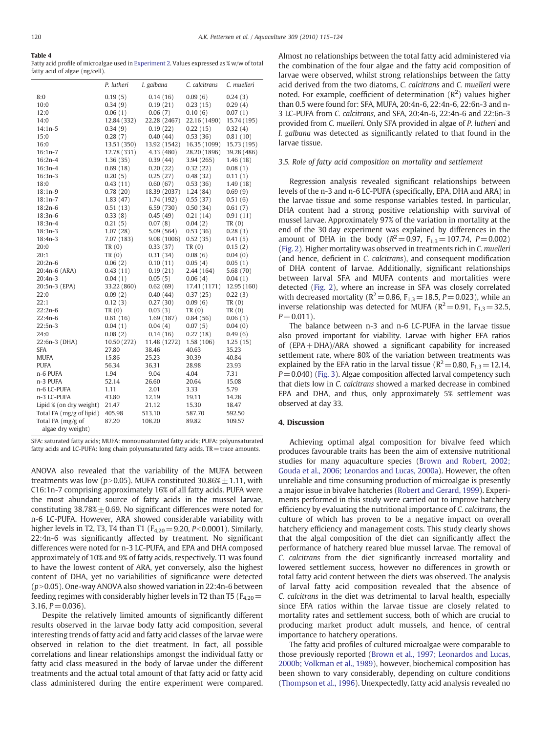**Table 4**
Fatty acid profile of microalgae used in Experiment 2. Values expressed as % w/w of total fatty acid of algae (ng/cell).

| | *P. lutheri* | *I. galbana* | *C. calcitrans* | *C. muelleri* |
|---|---|---|---|---|
| 8:0 | 0.19 (5) | 0.14 (16) | 0.09 (6) | 0.24 (3) |
| 10:0 | 0.34 (9) | 0.19 (21) | 0.23 (15) | 0.29 (4) |
| 12:0 | 0.06 (1) | 0.06 (7) | 0.10 (6) | 0.07 (1) |
| 14:0 | 12.84 (332) | 22.28 (2467) | 22.16 (1490) | 15.74 (195) |
| 14:1n-5 | 0.34 (9) | 0.19 (22) | 0.22 (15) | 0.32 (4) |
| 15:0 | 0.28 (7) | 0.40 (44) | 0.53 (36) | 0.81 (10) |
| 16:0 | 13.51 (350) | 13.92 (1542) | 16.35 (1099) | 15.73 (195) |
| 16:1n-7 | 12.78 (331) | 4.33 (480) | 28.20 (1896) | 39.28 (486) |
| 16:2n-4 | 1.36 (35) | 0.39 (44) | 3.94 (265) | 1.46 (18) |
| 16:3n-4 | 0.69 (18) | 0.20 (22) | 0.32 (22) | 0.08 (1) |
| 16:3n-3 | 0.20 (5) | 0.25 (27) | 0.48 (32) | 0.11 (1) |
| 18:0 | 0.43 (11) | 0.60 (67) | 0.53 (36) | 1.49 (18) |
| 18:1n-9 | 0.78 (20) | 18.39 (2037) | 1.24 (84) | 0.69 (9) |
| 18:1n-7 | 1.83 (47) | 1.74 (192) | 0.55 (37) | 0.51 (6) |
| 18:2n-6 | 0.51 (13) | 6.59 (730) | 0.50 (34) | 0.61 (7) |
| 18:3n-6 | 0.33 (8) | 0.45 (49) | 0.21 (14) | 0.91 (11) |
| 18:3n-4 | 0.21 (5) | 0.07 (8) | 0.04 (2) | TR (0) |
| 18:3n-3 | 1.07 (28) | 5.09 (564) | 0.53 (36) | 0.28 (3) |
| 18:4n-3 | 7.07 (183) | 9.08 (1006) | 0.52 (35) | 0.41 (5) |
| 20:0 | TR (0) | 0.33 (37) | TR (0) | 0.15 (2) |
| 20:1 | TR (0) | 0.31 (34) | 0.08 (6) | 0.04 (0) |
| 20:2n-6 | 0.06 (2) | 0.10 (11) | 0.05 (4) | 0.05 (1) |
| 20:4n-6 (ARA) | 0.43 (11) | 0.19 (21) | 2.44 (164) | 5.68 (70) |
| 20:4n-3 | 0.04 (1) | 0.05 (5) | 0.06 (4) | 0.04 (1) |
| 20:5n-3 (EPA) | 33.22 (860) | 0.62 (69) | 17.41 (1171) | 12.95 (160) |
| 22:0 | 0.09 (2) | 0.40 (44) | 0.37 (25) | 0.22 (3) |
| 22:1 | 0.12 (3) | 0.27 (30) | 0.09 (6) | TR (0) |
| 22:2n-6 | TR (0) | 0.03 (3) | TR (0) | TR (0) |
| 22:4n-6 | 0.61 (16) | 1.69 (187) | 0.84 (56) | 0.06 (1) |
| 22:5n-3 | 0.04 (1) | 0.04 (4) | 0.07 (5) | 0.04 (0) |
| 24:0 | 0.08 (2) | 0.14 (16) | 0.27 (18) | 0.49 (6) |
| 22:6n-3 (DHA) | 10.50 (272) | 11.48 (1272) | 1.58 (106) | 1.25 (15) |
| SFA | 27.80 | 38.46 | 40.63 | 35.23 |
| MUFA | 15.86 | 25.23 | 30.39 | 40.84 |
| PUFA | 56.34 | 36.31 | 28.98 | 23.93 |
| n-6 PUFA | 1.94 | 9.04 | 4.04 | 7.31 |
| n-3 PUFA | 52.14 | 26.60 | 20.64 | 15.08 |
| n-6 LC-PUFA | 1.11 | 2.01 | 3.33 | 5.79 |
| n-3 LC-PUFA | 43.80 | 12.19 | 19.11 | 14.28 |
| Lipid % (on dry weight) | 21.47 | 21.12 | 15.30 | 18.47 |
| Total FA (mg/g of lipid) | 405.98 | 513.10 | 587.70 | 592.50 |
| Total FA (mg/g of algae dry weight) | 87.20 | 108.20 | 89.82 | 109.57 |

SFA: saturated fatty acids; MUFA: monounsaturated fatty acids; PUFA: polyunsaturated fatty acids and LC-PUFA: long chain polyunsaturated fatty acids. TR = trace amounts.

ANOVA also revealed that the variability of the MUFA between treatments was low ($p > 0.05$). MUFA constituted 30.86% ± 1.11, with C16:1n-7 comprising approximately 16% of all fatty acids. PUFA were the most abundant source of fatty acids in the mussel larvae, constituting 38.78% ± 0.69. No significant differences were noted for n-6 LC-PUFA. However, ARA showed considerable variability with higher levels in T2, T3, T4 than T1 ($F_{4,20} = 9.20$, $P < 0.0001$). Similarly, 22:4n-6 was significantly affected by treatment. No significant differences were noted for n-3 LC-PUFA, and EPA and DHA composed approximately of 10% and 9% of fatty acids, respectively. T1 was found to have the lowest content of ARA, yet conversely, also the highest content of DHA, yet no variabilities of significance were detected ($p > 0.05$). One-way ANOVA also showed variation in 22:4n-6 between feeding regimes with considerably higher levels in T2 than T5 ($F_{4,20} = 3.16$, $P = 0.036$).

Despite the relatively limited amounts of significantly different results observed in the larvae body fatty acid composition, several interesting trends of fatty acid and fatty acid classes of the larvae were observed in relation to the diet treatment. In fact, all possible correlations and linear relationships amongst the individual fatty or fatty acid class measured in the body of larvae under the different treatments and the actual total amount of that fatty acid or fatty acid class administered during the entire experiment were compared. Almost no relationships between the total fatty acid administered via the combination of the four algae and the fatty acid composition of larvae were observed, whilst strong relationships between the fatty acid derived from the two diatoms, *C. calcitrans* and *C. muelleri* were noted. For example, coefficient of determination ($R^2$) values higher than 0.5 were found for: SFA, MUFA, 20:4n-6, 22:4n-6, 22:6n-3 and n-3 LC-PUFA from *C. calcitrans*, and SFA, 20:4n-6, 22:4n-6 and 22:6n-3 provided from *C. muelleri*. Only SFA provided in algae of *P. lutheri* and *I. galbana* was detected as significantly related to that found in the larvae tissue.

### 3.5. Role of fatty acid composition on mortality and settlement

Regression analysis revealed significant relationships between levels of the n-3 and n-6 LC-PUFA (specifically, EPA, DHA and ARA) in the larvae tissue and some response variables tested. In particular, DHA content had a strong positive relationship with survival of mussel larvae. Approximately 97% of the variation in mortality at the end of the 30 day experiment was explained by differences in the amount of DHA in the body ($R^2 = 0.97$, $F_{1,3} = 107.74$, $P = 0.002$) (Fig. 2). Higher mortality was observed in treatments rich in *C. muelleri* (and hence, deficient in *C. calcitrans*), and consequent modification of DHA content of larvae. Additionally, significant relationships between larval SFA and MUFA contents and mortalities were detected (Fig. 2), where an increase in SFA was closely correlated with decreased mortality ($R^2 = 0.86$, $F_{1,3} = 18.5$, $P = 0.023$), while an inverse relationship was detected for MUFA ($R^2 = 0.91$, $F_{1,3} = 32.5$, $P = 0.011$).

The balance between n-3 and n-6 LC-PUFA in the larvae tissue also proved important for viability. Larvae with higher EFA ratios of (EPA + DHA)/ARA showed a significant capability for increased settlement rate, where 80% of the variation between treatments was explained by the EFA ratio in the larval tissue ($R^2 = 0.80$, $F_{1,3} = 12.14$, $P = 0.040$) (Fig. 3). Algae composition affected larval competency such that diets low in *C. calcitrans* showed a marked decrease in combined EPA and DHA, and thus, only approximately 5% settlement was observed at day 33.

## 4. Discussion

Achieving optimal algal composition for bivalve feed which produces favourable traits has been the aim of extensive nutritional studies for many aquaculture species (Brown and Robert, 2002; Gouda et al., 2006; Leonardos and Lucas, 2000a). However, the often unreliable and time consuming production of microalgae is presently a major issue in bivalve hatcheries (Robert and Gerard, 1999). Experiments performed in this study were carried out to improve hatchery efficiency by evaluating the nutritional importance of *C. calcitrans*, the culture of which has proven to be a negative impact on overall hatchery efficiency and management costs. This study clearly shows that the algal composition of the diet can significantly affect the performance of hatchery reared blue mussel larvae. The removal of *C. calcitrans* from the diet significantly increased mortality and lowered settlement success, however no differences in growth or total fatty acid content between the diets was observed. The analysis of larval fatty acid composition revealed that the absence of *C. calcitrans* in the diet was detrimental to larval health, especially since EFA ratios within the larvae tissue are closely related to mortality rates and settlement success, both of which are crucial to producing market product adult mussels, and hence, of central importance to hatchery operations.

The fatty acid profiles of cultured microalgae were comparable to those previously reported (Brown et al., 1997; Leonardos and Lucas, 2000b; Volkman et al., 1989), however, biochemical composition has been shown to vary considerably, depending on culture conditions (Thompson et al., 1996). Unexpectedly, fatty acid analysis revealed no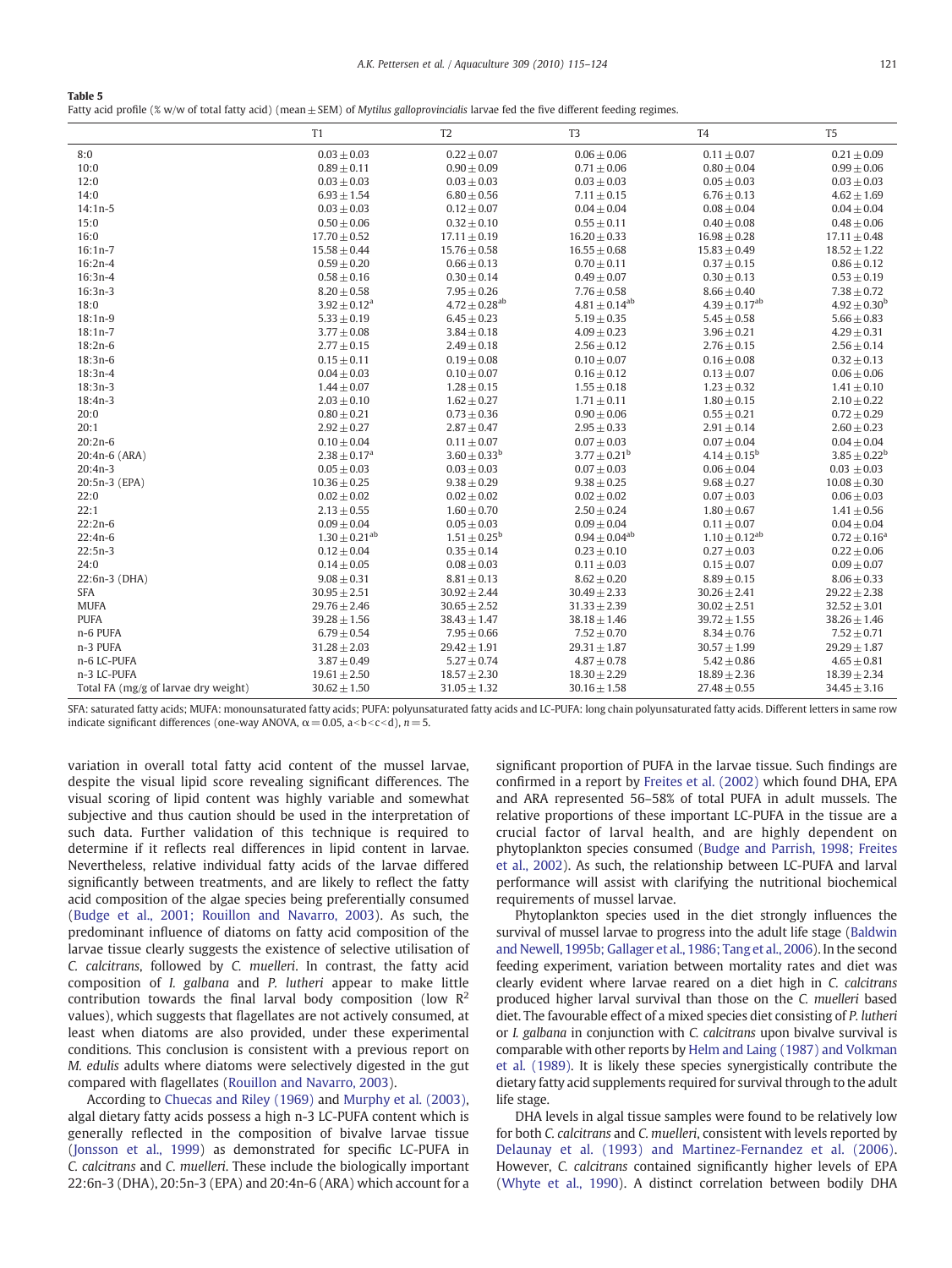**Table 5**
Fatty acid profile (% w/w of total fatty acid) (mean ± SEM) of *Mytilus galloprovincialis* larvae fed the five different feeding regimes.

| | T1 | T2 | T3 | T4 | T5 |
|---|---|---|---|---|---|
| 8:0 | 0.03 ± 0.03 | 0.22 ± 0.07 | 0.06 ± 0.06 | 0.11 ± 0.07 | 0.21 ± 0.09 |
| 10:0 | 0.89 ± 0.11 | 0.90 ± 0.09 | 0.71 ± 0.06 | 0.80 ± 0.04 | 0.99 ± 0.06 |
| 12:0 | 0.03 ± 0.03 | 0.03 ± 0.03 | 0.03 ± 0.03 | 0.05 ± 0.03 | 0.03 ± 0.03 |
| 14:0 | 6.93 ± 1.54 | 6.80 ± 0.56 | 7.11 ± 0.15 | 6.76 ± 0.13 | 4.62 ± 1.69 |
| 14:1n-5 | 0.03 ± 0.03 | 0.12 ± 0.07 | 0.04 ± 0.04 | 0.08 ± 0.04 | 0.04 ± 0.04 |
| 15:0 | 0.50 ± 0.06 | 0.32 ± 0.10 | 0.55 ± 0.11 | 0.40 ± 0.08 | 0.48 ± 0.06 |
| 16:0 | 17.70 ± 0.52 | 17.11 ± 0.19 | 16.20 ± 0.33 | 16.98 ± 0.28 | 17.11 ± 0.48 |
| 16:1n-7 | 15.58 ± 0.44 | 15.76 ± 0.58 | 16.55 ± 0.68 | 15.83 ± 0.49 | 18.52 ± 1.22 |
| 16:2n-4 | 0.59 ± 0.20 | 0.66 ± 0.13 | 0.70 ± 0.11 | 0.37 ± 0.15 | 0.86 ± 0.12 |
| 16:3n-4 | 0.58 ± 0.16 | 0.30 ± 0.14 | 0.49 ± 0.07 | 0.30 ± 0.13 | 0.53 ± 0.19 |
| 16:3n-3 | 8.20 ± 0.58 | 7.95 ± 0.26 | 7.76 ± 0.58 | 8.66 ± 0.40 | 7.38 ± 0.72 |
| 18:0 | 3.92 ± 0.12[a] | 4.72 ± 0.28[ab] | 4.81 ± 0.14[ab] | 4.39 ± 0.17[ab] | 4.92 ± 0.30[b] |
| 18:1n-9 | 5.33 ± 0.19 | 6.45 ± 0.23 | 5.19 ± 0.35 | 5.45 ± 0.58 | 5.66 ± 0.83 |
| 18:1n-7 | 3.77 ± 0.08 | 3.84 ± 0.18 | 4.09 ± 0.23 | 3.96 ± 0.21 | 4.29 ± 0.31 |
| 18:2n-6 | 2.77 ± 0.15 | 2.49 ± 0.18 | 2.56 ± 0.12 | 2.76 ± 0.15 | 2.56 ± 0.14 |
| 18:3n-6 | 0.15 ± 0.11 | 0.19 ± 0.08 | 0.10 ± 0.07 | 0.16 ± 0.08 | 0.32 ± 0.13 |
| 18:3n-4 | 0.04 ± 0.03 | 0.10 ± 0.07 | 0.16 ± 0.12 | 0.13 ± 0.07 | 0.06 ± 0.06 |
| 18:3n-3 | 1.44 ± 0.07 | 1.28 ± 0.15 | 1.55 ± 0.18 | 1.23 ± 0.32 | 1.41 ± 0.10 |
| 18:4n-3 | 2.03 ± 0.10 | 1.62 ± 0.27 | 1.71 ± 0.11 | 1.80 ± 0.15 | 2.10 ± 0.22 |
| 20:0 | 0.80 ± 0.21 | 0.73 ± 0.36 | 0.90 ± 0.06 | 0.55 ± 0.21 | 0.72 ± 0.29 |
| 20:1 | 2.92 ± 0.27 | 2.87 ± 0.47 | 2.95 ± 0.33 | 2.91 ± 0.14 | 2.60 ± 0.23 |
| 20:2n-6 | 0.10 ± 0.04 | 0.11 ± 0.07 | 0.07 ± 0.03 | 0.07 ± 0.04 | 0.04 ± 0.04 |
| 20:4n-6 (ARA) | 2.38 ± 0.17[a] | 3.60 ± 0.33[b] | 3.77 ± 0.21[b] | 4.14 ± 0.15[b] | 3.85 ± 0.22[b] |
| 20:4n-3 | 0.05 ± 0.03 | 0.03 ± 0.03 | 0.07 ± 0.03 | 0.06 ± 0.04 | 0.03 ± 0.03 |
| 20:5n-3 (EPA) | 10.36 ± 0.25 | 9.38 ± 0.29 | 9.38 ± 0.25 | 9.68 ± 0.27 | 10.08 ± 0.30 |
| 22:0 | 0.02 ± 0.02 | 0.02 ± 0.02 | 0.02 ± 0.02 | 0.07 ± 0.03 | 0.06 ± 0.03 |
| 22:1 | 2.13 ± 0.55 | 1.60 ± 0.70 | 2.50 ± 0.24 | 1.80 ± 0.67 | 1.41 ± 0.56 |
| 22:2n-6 | 0.09 ± 0.04 | 0.05 ± 0.03 | 0.09 ± 0.04 | 0.11 ± 0.07 | 0.04 ± 0.04 |
| 22:4n-6 | 1.30 ± 0.21[ab] | 1.51 ± 0.25[b] | 0.94 ± 0.04[ab] | 1.10 ± 0.12[ab] | 0.72 ± 0.16[a] |
| 22:5n-3 | 0.12 ± 0.04 | 0.35 ± 0.14 | 0.23 ± 0.10 | 0.27 ± 0.03 | 0.22 ± 0.06 |
| 24:0 | 0.14 ± 0.05 | 0.08 ± 0.03 | 0.11 ± 0.03 | 0.15 ± 0.07 | 0.09 ± 0.07 |
| 22:6n-3 (DHA) | 9.08 ± 0.31 | 8.81 ± 0.13 | 8.62 ± 0.20 | 8.89 ± 0.15 | 8.06 ± 0.33 |
| SFA | 30.95 ± 2.51 | 30.92 ± 2.44 | 30.49 ± 2.33 | 30.26 ± 2.41 | 29.22 ± 2.38 |
| MUFA | 29.76 ± 2.46 | 30.65 ± 2.52 | 31.33 ± 2.39 | 30.02 ± 2.51 | 32.52 ± 3.01 |
| PUFA | 39.28 ± 1.56 | 38.43 ± 1.47 | 38.18 ± 1.46 | 39.72 ± 1.55 | 38.26 ± 1.46 |
| n-6 PUFA | 6.79 ± 0.54 | 7.95 ± 0.66 | 7.52 ± 0.70 | 8.34 ± 0.76 | 7.52 ± 0.71 |
| n-3 PUFA | 31.28 ± 2.03 | 29.42 ± 1.91 | 29.31 ± 1.87 | 30.57 ± 1.99 | 29.29 ± 1.87 |
| n-6 LC-PUFA | 3.87 ± 0.49 | 5.27 ± 0.74 | 4.87 ± 0.78 | 5.42 ± 0.86 | 4.65 ± 0.81 |
| n-3 LC-PUFA | 19.61 ± 2.50 | 18.57 ± 2.30 | 18.30 ± 2.29 | 18.89 ± 2.36 | 18.39 ± 2.34 |
| Total FA (mg/g of larvae dry weight) | 30.62 ± 1.50 | 31.05 ± 1.32 | 30.16 ± 1.58 | 27.48 ± 0.55 | 34.45 ± 3.16 |

SFA: saturated fatty acids; MUFA: monounsaturated fatty acids; PUFA: polyunsaturated fatty acids and LC-PUFA: long chain polyunsaturated fatty acids. Different letters in same row indicate significant differences (one-way ANOVA, $\alpha = 0.05$, a<b<c<d), $n = 5$.

variation in overall total fatty acid content of the mussel larvae, despite the visual lipid score revealing significant differences. The visual scoring of lipid content was highly variable and somewhat subjective and thus caution should be used in the interpretation of such data. Further validation of this technique is required to determine if it reflects real differences in lipid content in larvae. Nevertheless, relative individual fatty acids of the larvae differed significantly between treatments, and are likely to reflect the fatty acid composition of the algae species being preferentially consumed (Budge et al., 2001; Rouillon and Navarro, 2003). As such, the predominant influence of diatoms on fatty acid composition of the larvae tissue clearly suggests the existence of selective utilisation of *C. calcitrans*, followed by *C. muelleri*. In contrast, the fatty acid composition of *I. galbana* and *P. lutheri* appear to make little contribution towards the final larval body composition (low $R^2$ values), which suggests that flagellates are not actively consumed, at least when diatoms are also provided, under these experimental conditions. This conclusion is consistent with a previous report on *M. edulis* adults where diatoms were selectively digested in the gut compared with flagellates (Rouillon and Navarro, 2003).

According to Chuecas and Riley (1969) and Murphy et al. (2003), algal dietary fatty acids possess a high n-3 LC-PUFA content which is generally reflected in the composition of bivalve larvae tissue (Jonsson et al., 1999) as demonstrated for specific LC-PUFA in *C. calcitrans* and *C. muelleri*. These include the biologically important 22:6n-3 (DHA), 20:5n-3 (EPA) and 20:4n-6 (ARA) which account for a significant proportion of PUFA in the larvae tissue. Such findings are confirmed in a report by Freites et al. (2002) which found DHA, EPA and ARA represented 56–58% of total PUFA in adult mussels. The relative proportions of these important LC-PUFA in the tissue are a crucial factor of larval health, and are highly dependent on phytoplankton species consumed (Budge and Parrish, 1998; Freites et al., 2002). As such, the relationship between LC-PUFA and larval performance will assist with clarifying the nutritional biochemical requirements of mussel larvae.

Phytoplankton species used in the diet strongly influences the survival of mussel larvae to progress into the adult life stage (Baldwin and Newell, 1995b; Gallager et al., 1986; Tang et al., 2006). In the second feeding experiment, variation between mortality rates and diet was clearly evident where larvae reared on a diet high in *C. calcitrans* produced higher larval survival than those on the *C. muelleri* based diet. The favourable effect of a mixed species diet consisting of *P. lutheri* or *I. galbana* in conjunction with *C. calcitrans* upon bivalve survival is comparable with other reports by Helm and Laing (1987) and Volkman et al. (1989). It is likely these species synergistically contribute the dietary fatty acid supplements required for survival through to the adult life stage.

DHA levels in algal tissue samples were found to be relatively low for both *C. calcitrans* and *C. muelleri*, consistent with levels reported by Delaunay et al. (1993) and Martinez-Fernandez et al. (2006). However, *C. calcitrans* contained significantly higher levels of EPA (Whyte et al., 1990). A distinct correlation between bodily DHA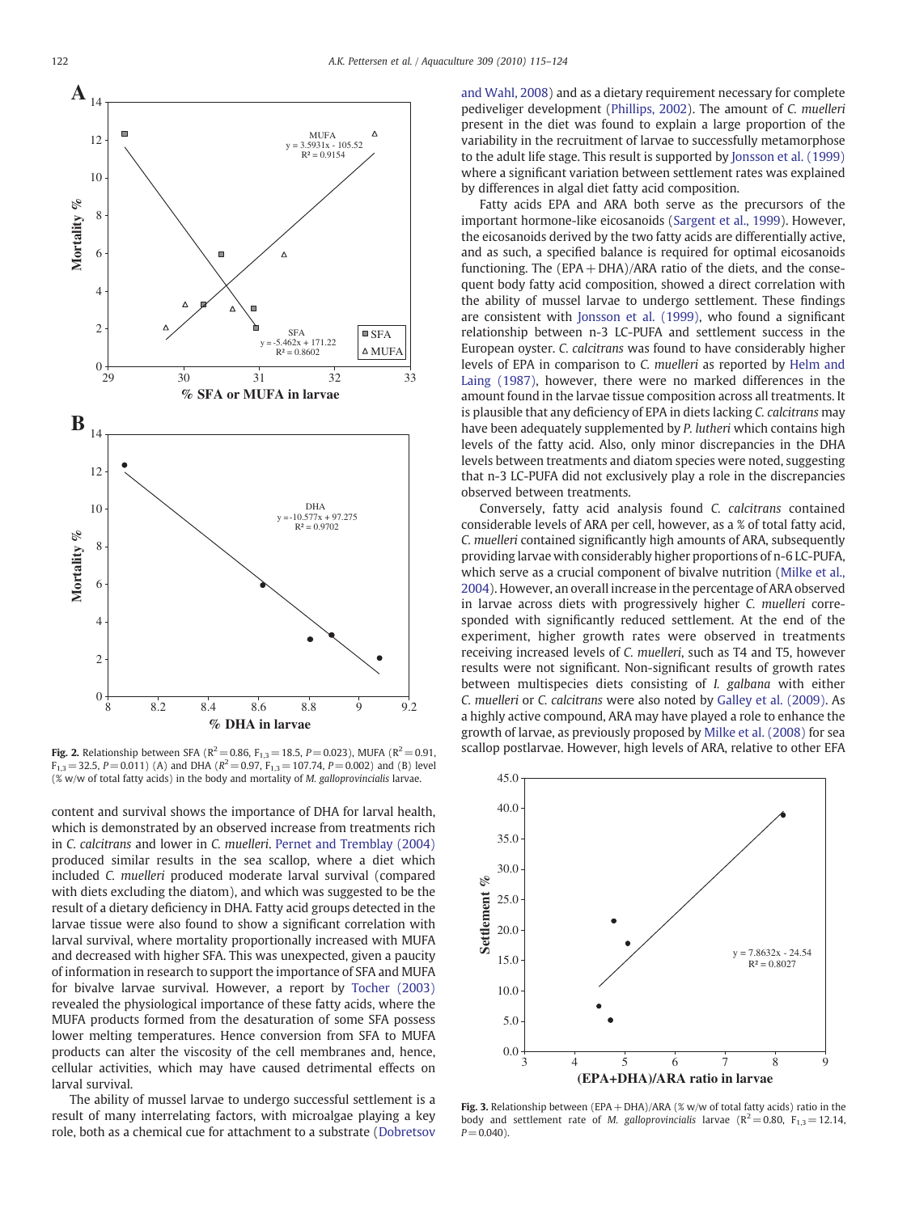A

Mortality %

MUFA
y = 3.5931x - 105.52
R² = 0.9154

SFA
y = -5.462x + 171.22
R² = 0.8602

SFA
MUFA

% SFA or MUFA in larvae

B

Mortality %

DHA
y = -10.577x + 97.275
R² = 0.9702

% DHA in larvae

**Fig. 2.** Relationship between SFA ($R^2 = 0.86$, $F_{1,3} = 18.5$, $P = 0.023$), MUFA ($R^2 = 0.91$, $F_{1,3} = 32.5$, $P = 0.011$) (A) and DHA ($R^2 = 0.97$, $F_{1,3} = 107.74$, $P = 0.002$) and (B) level (% w/w of total fatty acids) in the body and mortality of *M. galloprovincialis* larvae.

content and survival shows the importance of DHA for larval health, which is demonstrated by an observed increase from treatments rich in *C. calcitrans* and lower in *C. muelleri*. Pernet and Tremblay (2004) produced similar results in the sea scallop, where a diet which included *C. muelleri* produced moderate larval survival (compared with diets excluding the diatom), and which was suggested to be the result of a dietary deficiency in DHA. Fatty acid groups detected in the larvae tissue were also found to show a significant correlation with larval survival, where mortality proportionally increased with MUFA and decreased with higher SFA. This was unexpected, given a paucity of information in research to support the importance of SFA and MUFA for bivalve larvae survival. However, a report by Tocher (2003) revealed the physiological importance of these fatty acids, where the MUFA products formed from the desaturation of some SFA possess lower melting temperatures. Hence conversion from SFA to MUFA products can alter the viscosity of the cell membranes and, hence, cellular activities, which may have caused detrimental effects on larval survival.

The ability of mussel larvae to undergo successful settlement is a result of many interrelating factors, with microalgae playing a key role, both as a chemical cue for attachment to a substrate (Dobretsov and Wahl, 2008) and as a dietary requirement necessary for complete pediveliger development (Phillips, 2002). The amount of *C. muelleri* present in the diet was found to explain a large proportion of the variability in the recruitment of larvae to successfully metamorphose to the adult life stage. This result is supported by Jonsson et al. (1999) where a significant variation between settlement rates was explained by differences in algal diet fatty acid composition.

Fatty acids EPA and ARA both serve as the precursors of the important hormone-like eicosanoids (Sargent et al., 1999). However, the eicosanoids derived by the two fatty acids are differentially active, and as such, a specified balance is required for optimal eicosanoids functioning. The (EPA + DHA)/ARA ratio of the diets, and the consequent body fatty acid composition, showed a direct correlation with the ability of mussel larvae to undergo settlement. These findings are consistent with Jonsson et al. (1999), who found a significant relationship between n-3 LC-PUFA and settlement success in the European oyster. *C. calcitrans* was found to have considerably higher levels of EPA in comparison to *C. muelleri* as reported by Helm and Laing (1987), however, there were no marked differences in the amount found in the larvae tissue composition across all treatments. It is plausible that any deficiency of EPA in diets lacking *C. calcitrans* may have been adequately supplemented by *P. lutheri* which contains high levels of the fatty acid. Also, only minor discrepancies in the DHA levels between treatments and diatom species were noted, suggesting that n-3 LC-PUFA did not exclusively play a role in the discrepancies observed between treatments.

Conversely, fatty acid analysis found *C. calcitrans* contained considerable levels of ARA per cell, however, as a % of total fatty acid, *C. muelleri* contained significantly high amounts of ARA, subsequently providing larvae with considerably higher proportions of n-6 LC-PUFA, which serve as a crucial component of bivalve nutrition (Milke et al., 2004). However, an overall increase in the percentage of ARA observed in larvae across diets with progressively higher *C. muelleri* corresponded with significantly reduced settlement. At the end of the experiment, higher growth rates were observed in treatments receiving increased levels of *C. muelleri*, such as T4 and T5, however results were not significant. Non-significant results of growth rates between multispecies diets consisting of *I. galbana* with either *C. muelleri* or *C. calcitrans* were also noted by Galley et al. (2009). As a highly active compound, ARA may have played a role to enhance the growth of larvae, as previously proposed by Milke et al. (2008) for sea scallop postlarvae. However, high levels of ARA, relative to other EFA

Settlement %

y = 7.8632x - 24.54
R² = 0.8027

(EPA+DHA)/ARA ratio in larvae

**Fig. 3.** Relationship between (EPA + DHA)/ARA (% w/w of total fatty acids) ratio in the body and settlement rate of *M. galloprovincialis* larvae ($R^2 = 0.80$, $F_{1,3} = 12.14$, $P = 0.040$).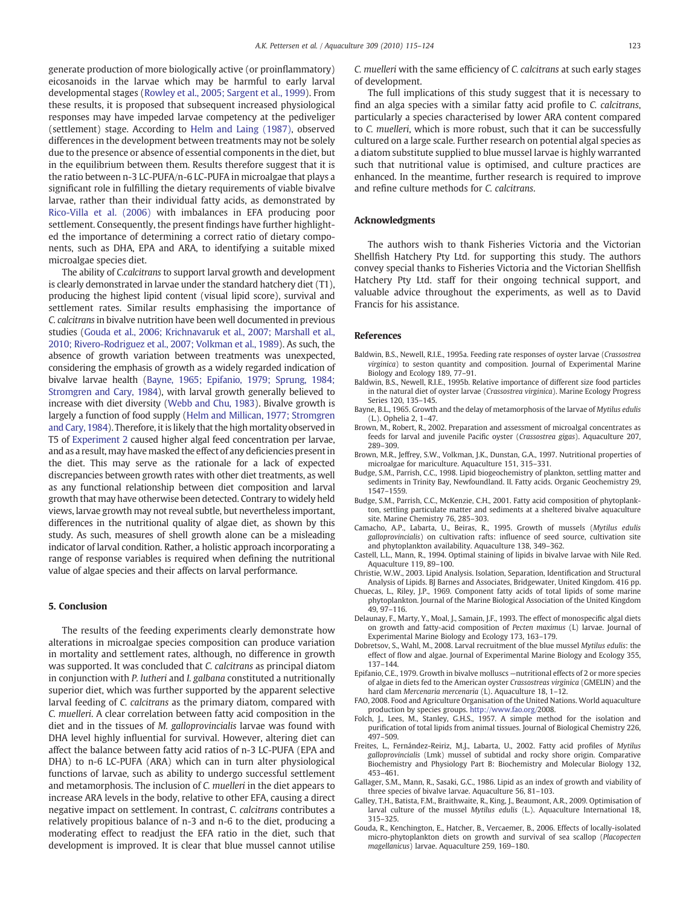generate production of more biologically active (or proinflammatory) eicosanoids in the larvae which may be harmful to early larval developmental stages (Rowley et al., 2005; Sargent et al., 1999). From these results, it is proposed that subsequent increased physiological responses may have impeded larvae competency at the pediveliger (settlement) stage. According to Helm and Laing (1987), observed differences in the development between treatments may not be solely due to the presence or absence of essential components in the diet, but in the equilibrium between them. Results therefore suggest that it is the ratio between n-3 LC-PUFA/n-6 LC-PUFA in microalgae that plays a significant role in fulfilling the dietary requirements of viable bivalve larvae, rather than their individual fatty acids, as demonstrated by Rico-Villa et al. (2006) with imbalances in EFA producing poor settlement. Consequently, the present findings have further highlighted the importance of determining a correct ratio of dietary components, such as DHA, EPA and ARA, to identifying a suitable mixed microalgae species diet.

The ability of *C.calcitrans* to support larval growth and development is clearly demonstrated in larvae under the standard hatchery diet (T1), producing the highest lipid content (visual lipid score), survival and settlement rates. Similar results emphasising the importance of *C. calcitrans* in bivalve nutrition have been well documented in previous studies (Gouda et al., 2006; Krichnavaruk et al., 2007; Marshall et al., 2010; Rivero-Rodriguez et al., 2007; Volkman et al., 1989). As such, the absence of growth variation between treatments was unexpected, considering the emphasis of growth as a widely regarded indication of bivalve larvae health (Bayne, 1965; Epifanio, 1979; Sprung, 1984; Stromgren and Cary, 1984), with larval growth generally believed to increase with diet diversity (Webb and Chu, 1983). Bivalve growth is largely a function of food supply (Helm and Millican, 1977; Stromgren and Cary, 1984). Therefore, it is likely that the high mortality observed in T5 of Experiment 2 caused higher algal feed concentration per larvae, and as a result, may have masked the effect of any deficiencies present in the diet. This may serve as the rationale for a lack of expected discrepancies between growth rates with other diet treatments, as well as any functional relationship between diet composition and larval growth that may have otherwise been detected. Contrary to widely held views, larvae growth may not reveal subtle, but nevertheless important, differences in the nutritional quality of algae diet, as shown by this study. As such, measures of shell growth alone can be a misleading indicator of larval condition. Rather, a holistic approach incorporating a range of response variables is required when defining the nutritional value of algae species and their affects on larval performance.

## 5. Conclusion

The results of the feeding experiments clearly demonstrate how alterations in microalgae species composition can produce variation in mortality and settlement rates, although, no difference in growth was supported. It was concluded that *C. calcitrans* as principal diatom in conjunction with *P. lutheri* and *I. galbana* constituted a nutritionally superior diet, which was further supported by the apparent selective larval feeding of *C. calcitrans* as the primary diatom, compared with *C. muelleri*. A clear correlation between fatty acid composition in the diet and in the tissues of *M. galloprovincialis* larvae was found with DHA level highly influential for survival. However, altering diet can affect the balance between fatty acid ratios of n-3 LC-PUFA (EPA and DHA) to n-6 LC-PUFA (ARA) which can in turn alter physiological functions of larvae, such as ability to undergo successful settlement and metamorphosis. The inclusion of *C. muelleri* in the diet appears to increase ARA levels in the body, relative to other EFA, causing a direct negative impact on settlement. In contrast, *C. calcitrans* contributes a relatively propitious balance of n-3 and n-6 to the diet, producing a moderating effect to readjust the EFA ratio in the diet, such that development is improved. It is clear that blue mussel cannot utilise *C. muelleri* with the same efficiency of *C. calcitrans* at such early stages of development.

The full implications of this study suggest that it is necessary to find an alga species with a similar fatty acid profile to *C. calcitrans*, particularly a species characterised by lower ARA content compared to *C. muelleri*, which is more robust, such that it can be successfully cultured on a large scale. Further research on potential algal species as a diatom substitute supplied to blue mussel larvae is highly warranted such that nutritional value is optimised, and culture practices are enhanced. In the meantime, further research is required to improve and refine culture methods for *C. calcitrans*.

## Acknowledgments

The authors wish to thank Fisheries Victoria and the Victorian Shellfish Hatchery Pty Ltd. for supporting this study. The authors convey special thanks to Fisheries Victoria and the Victorian Shellfish Hatchery Pty Ltd. staff for their ongoing technical support, and valuable advice throughout the experiments, as well as to David Francis for his assistance.

## References

Baldwin, B.S., Newell, R.I.E., 1995a. Feeding rate responses of oyster larvae (*Crassostrea virginica*) to seston quantity and composition. Journal of Experimental Marine Biology and Ecology 189, 77–91.

Baldwin, B.S., Newell, R.I.E., 1995b. Relative importance of different size food particles in the natural diet of oyster larvae (*Crassostrea virginica*). Marine Ecology Progress Series 120, 135–145.

Bayne, B.L., 1965. Growth and the delay of metamorphosis of the larvae of *Mytilus edulis* (L.). Ophelia 2, 1–47.

Brown, M., Robert, R., 2002. Preparation and assessment of microalgal concentrates as feeds for larval and juvenile Pacific oyster (*Crassostrea gigas*). Aquaculture 207, 289–309.

Brown, M.R., Jeffrey, S.W., Volkman, J.K., Dunstan, G.A., 1997. Nutritional properties of microalgae for mariculture. Aquaculture 151, 315–331.

Budge, S.M., Parrish, C.C., 1998. Lipid biogeochemistry of plankton, settling matter and sediments in Trinity Bay, Newfoundland. II. Fatty acids. Organic Geochemistry 29, 1547–1559.

Budge, S.M., Parrish, C.C., McKenzie, C.H., 2001. Fatty acid composition of phytoplankton, settling particulate matter and sediments at a sheltered bivalve aquaculture site. Marine Chemistry 76, 285–303.

Camacho, A.P., Labarta, U., Beiras, R., 1995. Growth of mussels (*Mytilus edulis galloprovincialis*) on cultivation rafts: influence of seed source, cultivation site and phytoplankton availability. Aquaculture 138, 349–362.

Castell, L.L., Mann, R., 1994. Optimal staining of lipids in bivalve larvae with Nile Red. Aquaculture 119, 89–100.

Christie, W.W., 2003. Lipid Analysis. Isolation, Separation, Identification and Structural Analysis of Lipids. BJ Barnes and Associates, Bridgewater, United Kingdom. 416 pp.

Chuecas, L., Riley, J.P., 1969. Component fatty acids of total lipids of some marine phytoplankton. Journal of the Marine Biological Association of the United Kingdom 49, 97–116.

Delaunay, F., Marty, Y., Moal, J., Samain, J.F., 1993. The effect of monospecific algal diets on growth and fatty-acid composition of *Pecten maximus* (L) larvae. Journal of Experimental Marine Biology and Ecology 173, 163–179.

Dobretsov, S., Wahl, M., 2008. Larval recruitment of the blue mussel *Mytilus edulis*: the effect of flow and algae. Journal of Experimental Marine Biology and Ecology 355, 137–144.

Epifanio, C.E., 1979. Growth in bivalve molluscs —nutritional effects of 2 or more species of algae in diets fed to the American oyster *Crassostreas virginica* (GMELIN) and the hard clam *Mercenaria mercenaria* (L). Aquaculture 18, 1–12.

FAO, 2008. Food and Agriculture Organisation of the United Nations. World aquaculture production by species groups. http://www.fao.org/2008.

Folch, J., Lees, M., Stanley, G.H.S., 1957. A simple method for the isolation and purification of total lipids from animal tissues. Journal of Biological Chemistry 226, 497–509.

Freites, L., Fernández-Reiriz, M.J., Labarta, U., 2002. Fatty acid profiles of *Mytilus galloprovincialis* (Lmk) mussel of subtidal and rocky shore origin. Comparative Biochemistry and Physiology Part B: Biochemistry and Molecular Biology 132, 453–461.

Gallager, S.M., Mann, R., Sasaki, G.C., 1986. Lipid as an index of growth and viability of three species of bivalve larvae. Aquaculture 56, 81–103.

Galley, T.H., Batista, F.M., Braithwaite, R., King, J., Beaumont, A.R., 2009. Optimisation of larval culture of the mussel *Mytilus edulis* (L.). Aquaculture International 18, 315–325.

Gouda, R., Kenchington, E., Hatcher, B., Vercaemer, B., 2006. Effects of locally-isolated micro-phytoplankton diets on growth and survival of sea scallop (*Placopecten magellanicus*) larvae. Aquaculture 259, 169–180.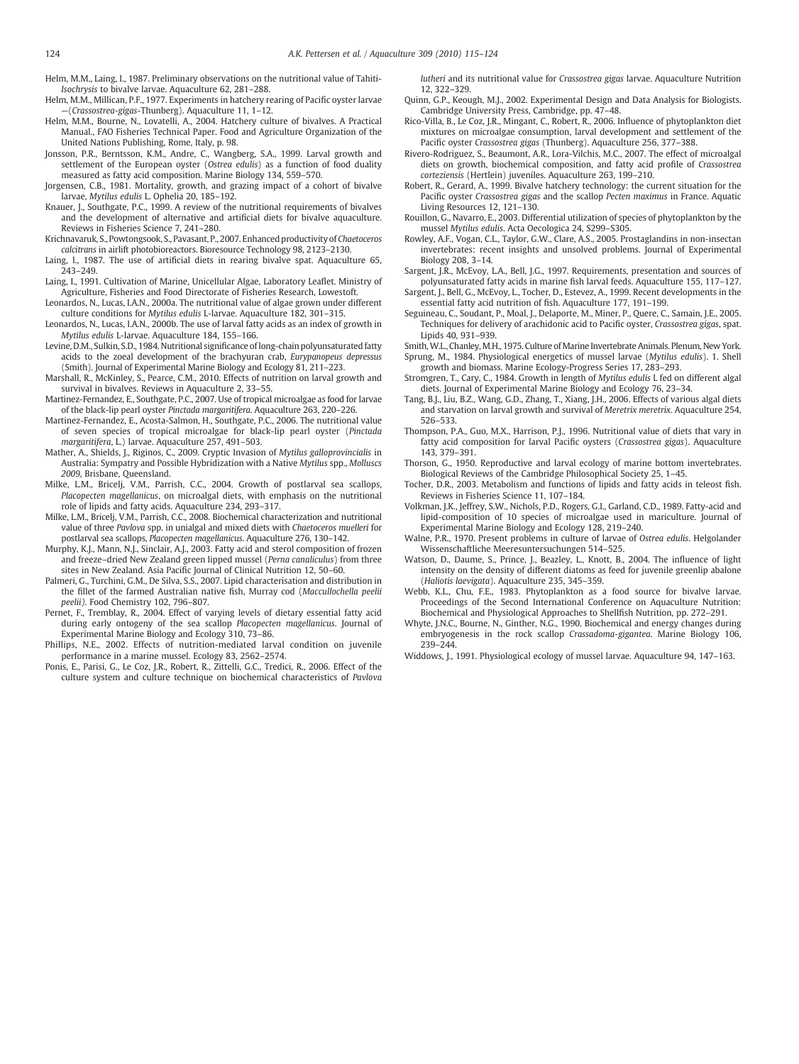Helm, M.M., Laing, I., 1987. Preliminary observations on the nutritional value of Tahiti-*Isochrysis* to bivalve larvae. Aquaculture 62, 281–288.

Helm, M.M., Millican, P.F., 1977. Experiments in hatchery rearing of Pacific oyster larvae —(*Crassostrea-gigas*-Thunberg). Aquaculture 11, 1–12.

Helm, M.M., Bourne, N., Lovatelli, A., 2004. Hatchery culture of bivalves. A Practical Manual., FAO Fisheries Technical Paper. Food and Agriculture Organization of the United Nations Publishing, Rome, Italy, p. 98.

Jonsson, P.R., Berntsson, K.M., Andre, C., Wangberg, S.A., 1999. Larval growth and settlement of the European oyster (*Ostrea edulis*) as a function of food duality measured as fatty acid composition. Marine Biology 134, 559–570.

Jorgensen, C.B., 1981. Mortality, growth, and grazing impact of a cohort of bivalve larvae, *Mytilus edulis* L. Ophelia 20, 185–192.

Knauer, J., Southgate, P.C., 1999. A review of the nutritional requirements of bivalves and the development of alternative and artificial diets for bivalve aquaculture. Reviews in Fisheries Science 7, 241–280.

Krichnavaruk, S., Powtongsook, S., Pavasant, P., 2007. Enhanced productivity of *Chaetoceros calcitrans* in airlift photobioreactors. Bioresource Technology 98, 2123–2130.

Laing, I., 1987. The use of artificial diets in rearing bivalve spat. Aquaculture 65, 243–249.

Laing, I., 1991. Cultivation of Marine, Unicellular Algae, Laboratory Leaflet. Ministry of Agriculture, Fisheries and Food Directorate of Fisheries Research, Lowestoft.

Leonardos, N., Lucas, I.A.N., 2000a. The nutritional value of algae grown under different culture conditions for *Mytilus edulis* L-larvae. Aquaculture 182, 301–315.

Leonardos, N., Lucas, I.A.N., 2000b. The use of larval fatty acids as an index of growth in *Mytilus edulis* L-larvae. Aquaculture 184, 155–166.

Levine, D.M., Sulkin, S.D., 1984. Nutritional significance of long-chain polyunsaturated fatty acids to the zoeal development of the brachyuran crab, *Eurypanopeus depressus* (Smith). Journal of Experimental Marine Biology and Ecology 81, 211–223.

Marshall, R., McKinley, S., Pearce, C.M., 2010. Effects of nutrition on larval growth and survival in bivalves. Reviews in Aquaculture 2, 33–55.

Martinez-Fernandez, E., Southgate, P.C., 2007. Use of tropical microalgae as food for larvae of the black-lip pearl oyster *Pinctada margaritifera*. Aquaculture 263, 220–226.

Martinez-Fernandez, E., Acosta-Salmon, H., Southgate, P.C., 2006. The nutritional value of seven species of tropical microalgae for black-lip pearl oyster (*Pinctada margaritifera*, L.) larvae. Aquaculture 257, 491–503.

Mather, A., Shields, J., Riginos, C., 2009. Cryptic Invasion of *Mytilus galloprovincialis* in Australia: Sympatry and Possible Hybridization with a Native *Mytilus* spp., *Molluscs 2009*, Brisbane, Queensland.

Milke, L.M., Bricelj, V.M., Parrish, C.C., 2004. Growth of postlarval sea scallops, *Placopecten magellanicus*, on microalgal diets, with emphasis on the nutritional role of lipids and fatty acids. Aquaculture 234, 293–317.

Milke, L.M., Bricelj, V.M., Parrish, C.C., 2008. Biochemical characterization and nutritional value of three *Pavlova* spp. in unialgal and mixed diets with *Chaetoceros muelleri* for postlarval sea scallops, *Placopecten magellanicus*. Aquaculture 276, 130–142.

Murphy, K.J., Mann, N.J., Sinclair, A.J., 2003. Fatty acid and sterol composition of frozen and freeze–dried New Zealand green lipped mussel (*Perna canaliculus*) from three sites in New Zealand. Asia Pacific Journal of Clinical Nutrition 12, 50–60.

Palmeri, G., Turchini, G.M., De Silva, S.S., 2007. Lipid characterisation and distribution in the fillet of the farmed Australian native fish, Murray cod (*Maccullochella peelii peelii*). Food Chemistry 102, 796–807.

Pernet, F., Tremblay, R., 2004. Effect of varying levels of dietary essential fatty acid during early ontogeny of the sea scallop *Placopecten magellanicus*. Journal of Experimental Marine Biology and Ecology 310, 73–86.

Phillips, N.E., 2002. Effects of nutrition-mediated larval condition on juvenile performance in a marine mussel. Ecology 83, 2562–2574.

Ponis, E., Parisi, G., Le Coz, J.R., Robert, R., Zittelli, G.C., Tredici, R., 2006. Effect of the culture system and culture technique on biochemical characteristics of *Pavlova lutheri* and its nutritional value for *Crassostrea gigas* larvae. Aquaculture Nutrition 12, 322–329.

Quinn, G.P., Keough, M.J., 2002. Experimental Design and Data Analysis for Biologists. Cambridge University Press, Cambridge, pp. 47–48.

Rico-Villa, B., Le Coz, J.R., Mingant, C., Robert, R., 2006. Influence of phytoplankton diet mixtures on microalgae consumption, larval development and settlement of the Pacific oyster *Crassostrea gigas* (Thunberg). Aquaculture 256, 377–388.

Rivero-Rodriguez, S., Beaumont, A.R., Lora-Vilchis, M.C., 2007. The effect of microalgal diets on growth, biochemical composition, and fatty acid profile of *Crassostrea corteziensis* (Hertlein) juveniles. Aquaculture 263, 199–210.

Robert, R., Gerard, A., 1999. Bivalve hatchery technology: the current situation for the Pacific oyster *Crassostrea gigas* and the scallop *Pecten maximus* in France. Aquatic Living Resources 12, 121–130.

Rouillon, G., Navarro, E., 2003. Differential utilization of species of phytoplankton by the mussel *Mytilus edulis*. Acta Oecologica 24, S299–S305.

Rowley, A.F., Vogan, C.L., Taylor, G.W., Clare, A.S., 2005. Prostaglandins in non-insectan invertebrates: recent insights and unsolved problems. Journal of Experimental Biology 208, 3–14.

Sargent, J.R., McEvoy, L.A., Bell, J.G., 1997. Requirements, presentation and sources of polyunsaturated fatty acids in marine fish larval feeds. Aquaculture 155, 117–127.

Sargent, J., Bell, G., McEvoy, L., Tocher, D., Estevez, A., 1999. Recent developments in the essential fatty acid nutrition of fish. Aquaculture 177, 191–199.

Seguineau, C., Soudant, P., Moal, J., Delaporte, M., Miner, P., Quere, C., Samain, J.E., 2005. Techniques for delivery of arachidonic acid to Pacific oyster, *Crassostrea gigas*, spat. Lipids 40, 931–939.

Smith, W.L., Chanley, M.H., 1975. Culture of Marine Invertebrate Animals. Plenum, New York.

Sprung, M., 1984. Physiological energetics of mussel larvae (*Mytilus edulis*). 1. Shell growth and biomass. Marine Ecology-Progress Series 17, 283–293.

Stromgren, T., Cary, C., 1984. Growth in length of *Mytilus edulis* L fed on different algal diets. Journal of Experimental Marine Biology and Ecology 76, 23–34.

Tang, B.J., Liu, B.Z., Wang, G.D., Zhang, T., Xiang, J.H., 2006. Effects of various algal diets and starvation on larval growth and survival of *Meretrix meretrix*. Aquaculture 254, 526–533.

Thompson, P.A., Guo, M.X., Harrison, P.J., 1996. Nutritional value of diets that vary in fatty acid composition for larval Pacific oysters (*Crassostrea gigas*). Aquaculture 143, 379–391.

Thorson, G., 1950. Reproductive and larval ecology of marine bottom invertebrates. Biological Reviews of the Cambridge Philosophical Society 25, 1–45.

Tocher, D.R., 2003. Metabolism and functions of lipids and fatty acids in teleost fish. Reviews in Fisheries Science 11, 107–184.

Volkman, J.K., Jeffrey, S.W., Nichols, P.D., Rogers, G.I., Garland, C.D., 1989. Fatty-acid and lipid-composition of 10 species of microalgae used in mariculture. Journal of Experimental Marine Biology and Ecology 128, 219–240.

Walne, P.R., 1970. Present problems in culture of larvae of *Ostrea edulis*. Helgolander Wissenschaftliche Meeresuntersuchungen 514–525.

Watson, D., Daume, S., Prince, J., Beazley, L., Knott, B., 2004. The influence of light intensity on the density of different diatoms as feed for juvenile greenlip abalone (*Haliotis laevigata*). Aquaculture 235, 345–359.

Webb, K.L., Chu, F.E., 1983. Phytoplankton as a food source for bivalve larvae. Proceedings of the Second International Conference on Aquaculture Nutrition: Biochemical and Physiological Approaches to Shellfish Nutrition, pp. 272–291.

Whyte, J.N.C., Bourne, N., Ginther, N.G., 1990. Biochemical and energy changes during embryogenesis in the rock scallop *Crassadoma-gigantea*. Marine Biology 106, 239–244.

Widdows, J., 1991. Physiological ecology of mussel larvae. Aquaculture 94, 147–163.